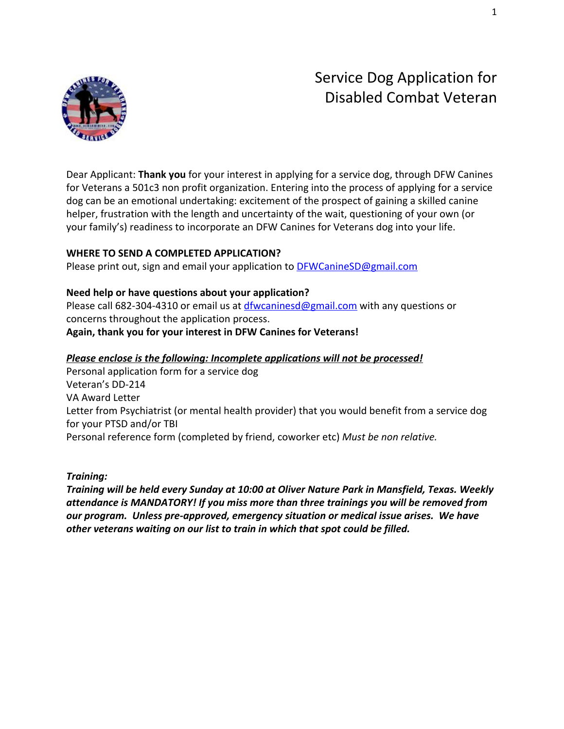# Service Dog Application for Disabled Combat Veteran

Dear Applicant: **Thank you** for your interest in applying for a service dog, through DFW Canines for Veterans a 501c3 non profit organization. Entering into the process of applying for a service dog can be an emotional undertaking: excitement of the prospect of gaining a skilled canine helper, frustration with the length and uncertainty of the wait, questioning of your own (or your family's) readiness to incorporate an DFW Canines for Veterans dog into your life.

**WHERE TO SEND A COMPLETED APPLICATION?**
Please print out, sign and email your application to DFWCanineSD@gmail.com

**Need help or have questions about your application?**
Please call 682-304-4310 or email us at dfwcaninesd@gmail.com with any questions or concerns throughout the application process.
**Again, thank you for your interest in DFW Canines for Veterans!**

***Please enclose is the following: Incomplete applications will not be processed!***

Personal application form for a service dog
Veteran's DD-214
VA Award Letter
Letter from Psychiatrist (or mental health provider) that you would benefit from a service dog for your PTSD and/or TBI
Personal reference form (completed by friend, coworker etc) *Must be non relative.*

***Training:***
***Training will be held every Sunday at 10:00 at Oliver Nature Park in Mansfield, Texas. Weekly attendance is MANDATORY! If you miss more than three trainings you will be removed from our program. Unless pre-approved, emergency situation or medical issue arises. We have other veterans waiting on our list to train in which that spot could be filled.***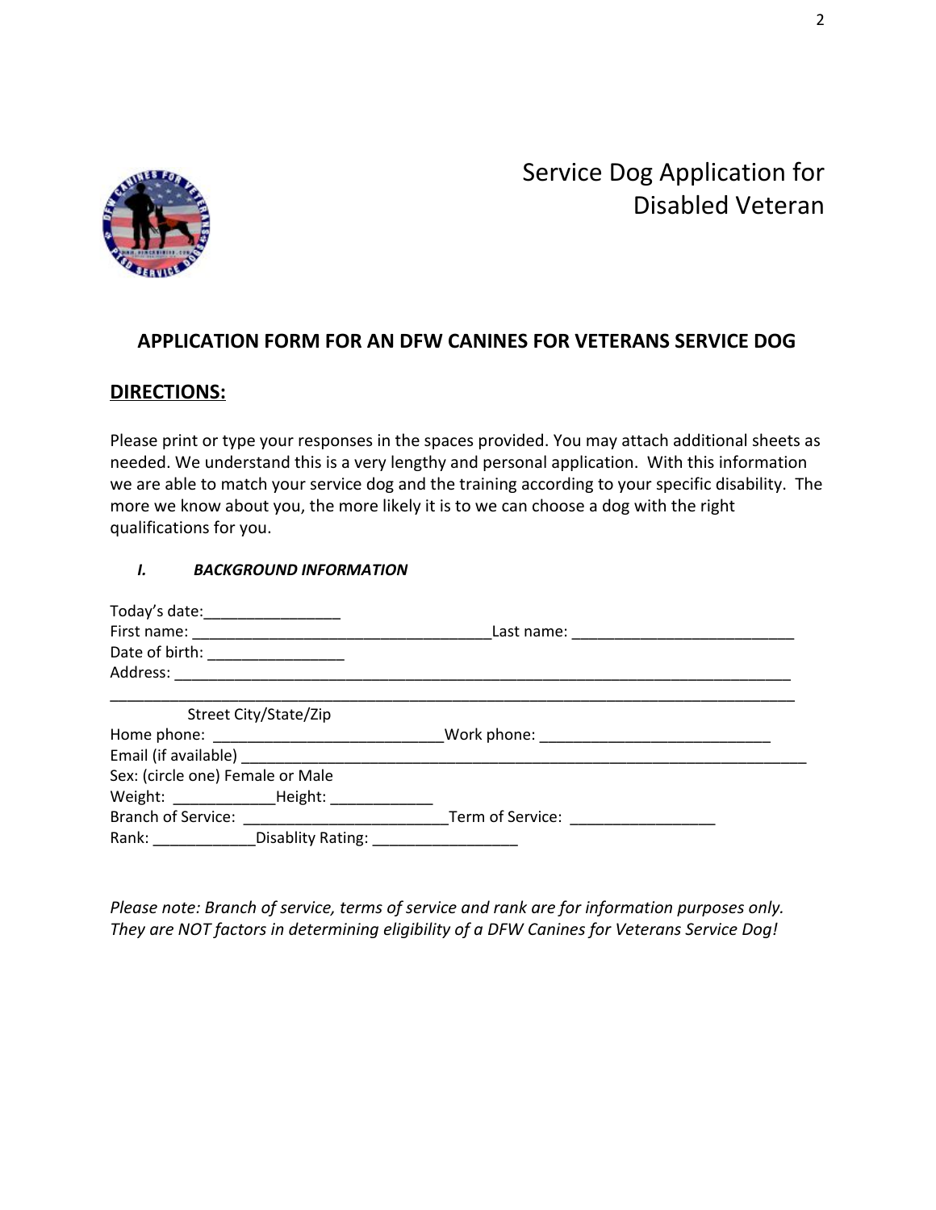# Service Dog Application for Disabled Veteran

## APPLICATION FORM FOR AN DFW CANINES FOR VETERANS SERVICE DOG

## DIRECTIONS:

Please print or type your responses in the spaces provided. You may attach additional sheets as needed. We understand this is a very lengthy and personal application. With this information we are able to match your service dog and the training according to your specific disability. The more we know about you, the more likely it is to we can choose a dog with the right qualifications for you.

### *I. BACKGROUND INFORMATION*

Today's date:________________

First name: ___________________________________Last name: __________________________

Date of birth: ________________

Address: ____________________________________________________________________________

_____________________________________________________________________________________

Street City/State/Zip

Home phone: ___________________________Work phone: ___________________________

Email (if available) ___________________________________________________________________

Sex: (circle one) Female or Male

Weight: ____________Height: ____________

Branch of Service: ________________________Term of Service: _________________

Rank: ____________Disablity Rating: _________________

*Please note: Branch of service, terms of service and rank are for information purposes only. They are NOT factors in determining eligibility of a DFW Canines for Veterans Service Dog!*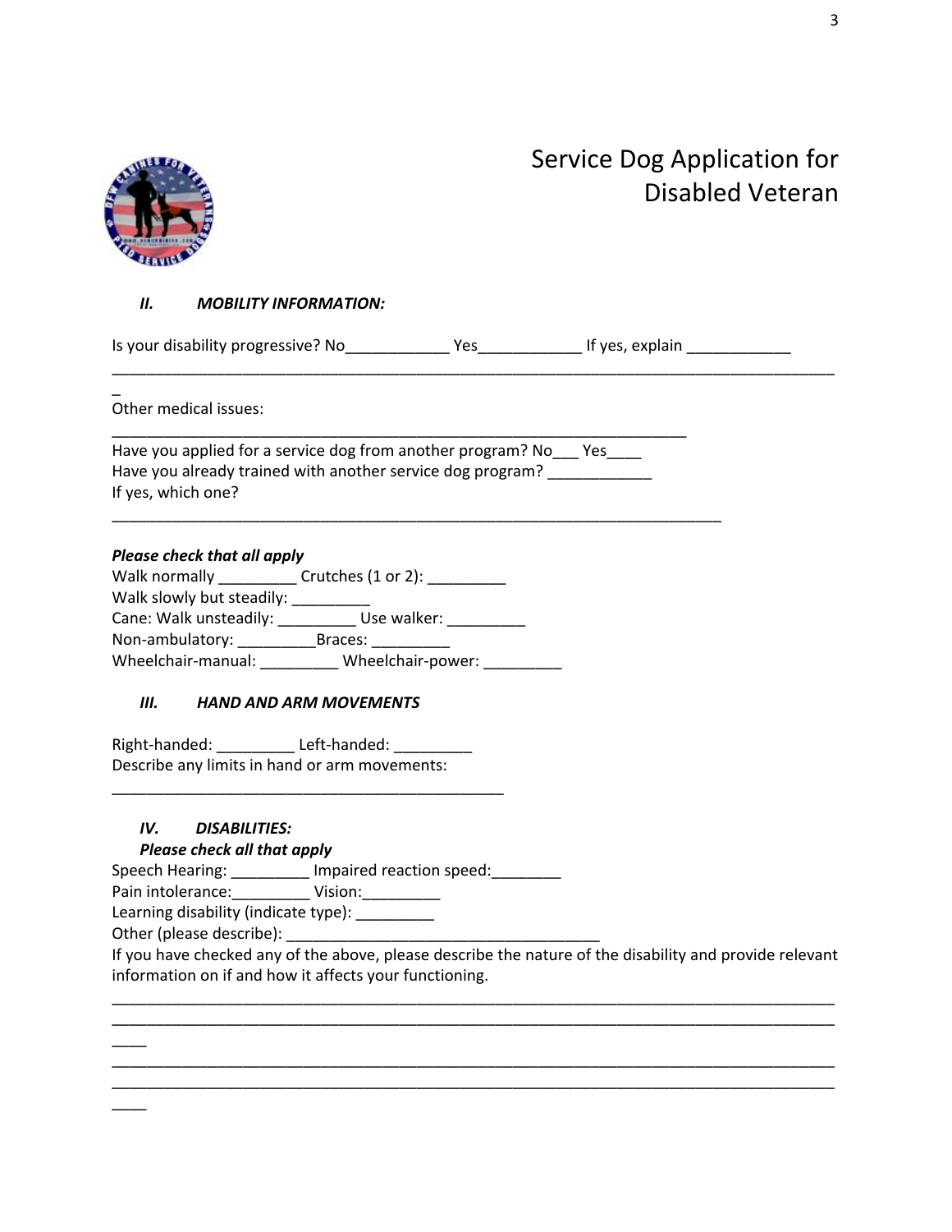# Service Dog Application for Disabled Veteran

### *II. MOBILITY INFORMATION:*

Is your disability progressive? No____________ Yes____________ If yes, explain ____________
_________________________________________________________________________________
_

Other medical issues:
____________________________________________________________________

Have you applied for a service dog from another program? No___ Yes____
Have you already trained with another service dog program? ____________
If yes, which one?
_________________________________________________________________________

***Please check that all apply***

Walk normally _________ Crutches (1 or 2): _________
Walk slowly but steadily: _________
Cane: Walk unsteadily: _________ Use walker: _________
Non-ambulatory: _________Braces: _________
Wheelchair-manual: _________ Wheelchair-power: _________

### *III. HAND AND ARM MOVEMENTS*

Right-handed: _________ Left-handed: _________
Describe any limits in hand or arm movements:
______________________________________________

### *IV. DISABILITIES:*

***Please check all that apply***

Speech Hearing: _________ Impaired reaction speed:________
Pain intolerance:_________ Vision:_________
Learning disability (indicate type): _________
Other (please describe): ____________________________________
If you have checked any of the above, please describe the nature of the disability and provide relevant information on if and how it affects your functioning.

_________________________________________________________________________________
_________________________________________________________________________________
____
_________________________________________________________________________________
_________________________________________________________________________________
____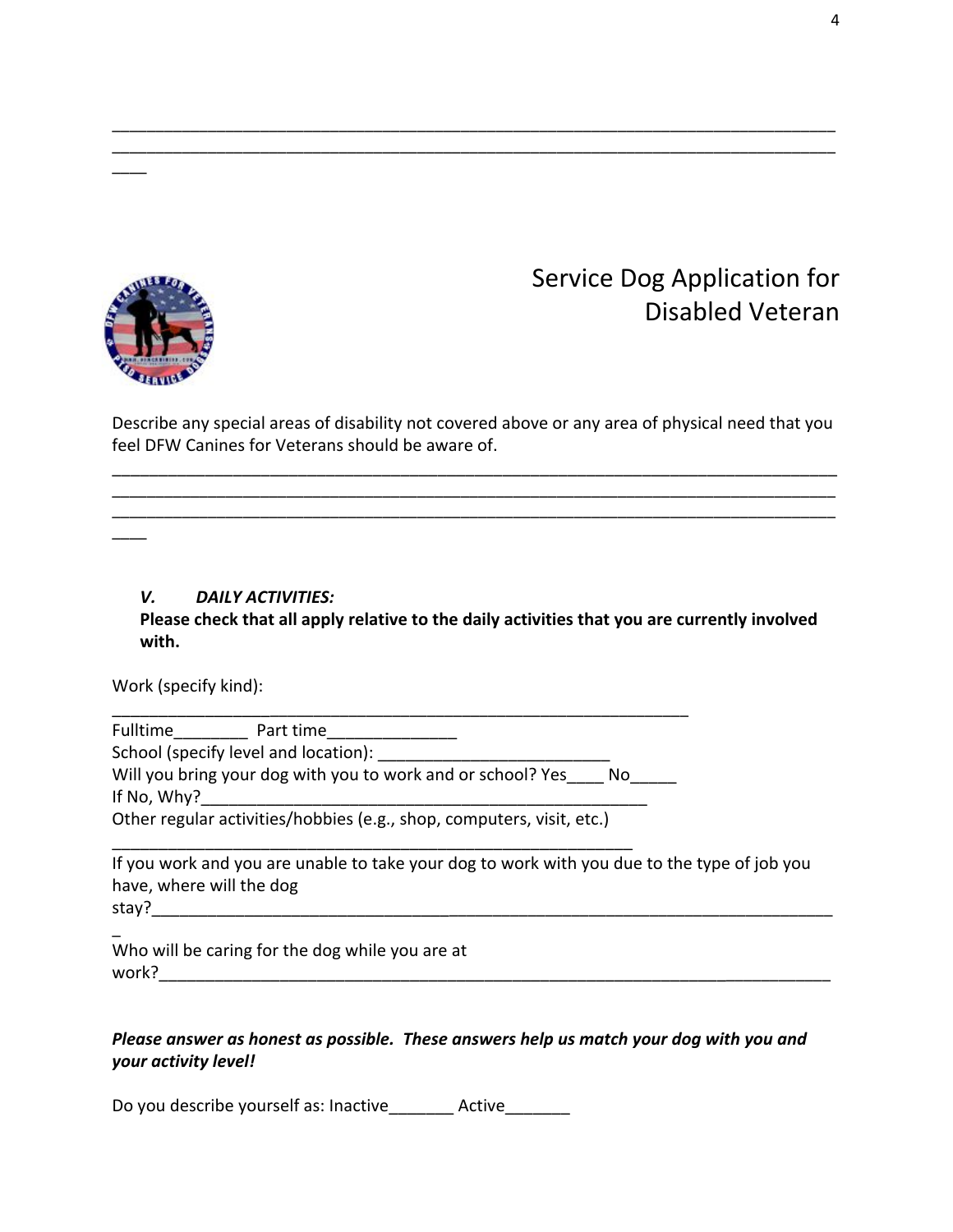\_\_\_\_\_\_\_\_\_\_\_\_\_\_\_\_\_\_\_\_\_\_\_\_\_\_\_\_\_\_\_\_\_\_\_\_\_\_\_\_\_\_\_\_\_\_\_\_\_\_\_\_\_\_\_\_\_\_\_\_\_\_\_\_\_\_\_\_\_\_\_\_\_\_\_\_\_\_
\_\_\_\_\_\_\_\_\_\_\_\_\_\_\_\_\_\_\_\_\_\_\_\_\_\_\_\_\_\_\_\_\_\_\_\_\_\_\_\_\_\_\_\_\_\_\_\_\_\_\_\_\_\_\_\_\_\_\_\_\_\_\_\_\_\_\_\_\_\_\_\_\_\_\_\_\_\_
\_\_\_\_

# Service Dog Application for Disabled Veteran

Describe any special areas of disability not covered above or any area of physical need that you feel DFW Canines for Veterans should be aware of.

\_\_\_\_\_\_\_\_\_\_\_\_\_\_\_\_\_\_\_\_\_\_\_\_\_\_\_\_\_\_\_\_\_\_\_\_\_\_\_\_\_\_\_\_\_\_\_\_\_\_\_\_\_\_\_\_\_\_\_\_\_\_\_\_\_\_\_\_\_\_\_\_\_\_\_\_\_\_
\_\_\_\_\_\_\_\_\_\_\_\_\_\_\_\_\_\_\_\_\_\_\_\_\_\_\_\_\_\_\_\_\_\_\_\_\_\_\_\_\_\_\_\_\_\_\_\_\_\_\_\_\_\_\_\_\_\_\_\_\_\_\_\_\_\_\_\_\_\_\_\_\_\_\_\_\_\_
\_\_\_\_\_\_\_\_\_\_\_\_\_\_\_\_\_\_\_\_\_\_\_\_\_\_\_\_\_\_\_\_\_\_\_\_\_\_\_\_\_\_\_\_\_\_\_\_\_\_\_\_\_\_\_\_\_\_\_\_\_\_\_\_\_\_\_\_\_\_\_\_\_\_\_\_\_\_
\_\_\_\_

## *V. DAILY ACTIVITIES:*

**Please check that all apply relative to the daily activities that you are currently involved with.**

Work (specify kind):

\_\_\_\_\_\_\_\_\_\_\_\_\_\_\_\_\_\_\_\_\_\_\_\_\_\_\_\_\_\_\_\_\_\_\_\_\_\_\_\_\_\_\_\_\_\_\_\_\_\_\_\_\_\_\_\_\_\_\_\_\_\_\_\_

Fulltime\_\_\_\_\_\_\_\_ Part time\_\_\_\_\_\_\_\_\_\_\_\_\_\_

School (specify level and location): \_\_\_\_\_\_\_\_\_\_\_\_\_\_\_\_\_\_\_\_\_\_\_\_\_

Will you bring your dog with you to work and or school? Yes\_\_\_\_ No\_\_\_\_\_

If No, Why?\_\_\_\_\_\_\_\_\_\_\_\_\_\_\_\_\_\_\_\_\_\_\_\_\_\_\_\_\_\_\_\_\_\_\_\_\_\_\_\_\_\_\_\_\_\_\_\_\_\_

Other regular activities/hobbies (e.g., shop, computers, visit, etc.)

\_\_\_\_\_\_\_\_\_\_\_\_\_\_\_\_\_\_\_\_\_\_\_\_\_\_\_\_\_\_\_\_\_\_\_\_\_\_\_\_\_\_\_\_\_\_\_\_\_\_\_\_\_\_\_\_\_\_

If you work and you are unable to take your dog to work with you due to the type of job you have, where will the dog stay?\_\_\_\_\_\_\_\_\_\_\_\_\_\_\_\_\_\_\_\_\_\_\_\_\_\_\_\_\_\_\_\_\_\_\_\_\_\_\_\_\_\_\_\_\_\_\_\_\_\_\_\_\_\_\_\_\_\_\_\_\_\_\_\_\_\_\_\_\_\_\_

Who will be caring for the dog while you are at work?\_\_\_\_\_\_\_\_\_\_\_\_\_\_\_\_\_\_\_\_\_\_\_\_\_\_\_\_\_\_\_\_\_\_\_\_\_\_\_\_\_\_\_\_\_\_\_\_\_\_\_\_\_\_\_\_\_\_\_\_\_\_\_\_\_\_\_\_\_\_\_

***Please answer as honest as possible. These answers help us match your dog with you and your activity level!***

Do you describe yourself as: Inactive\_\_\_\_\_\_\_ Active\_\_\_\_\_\_\_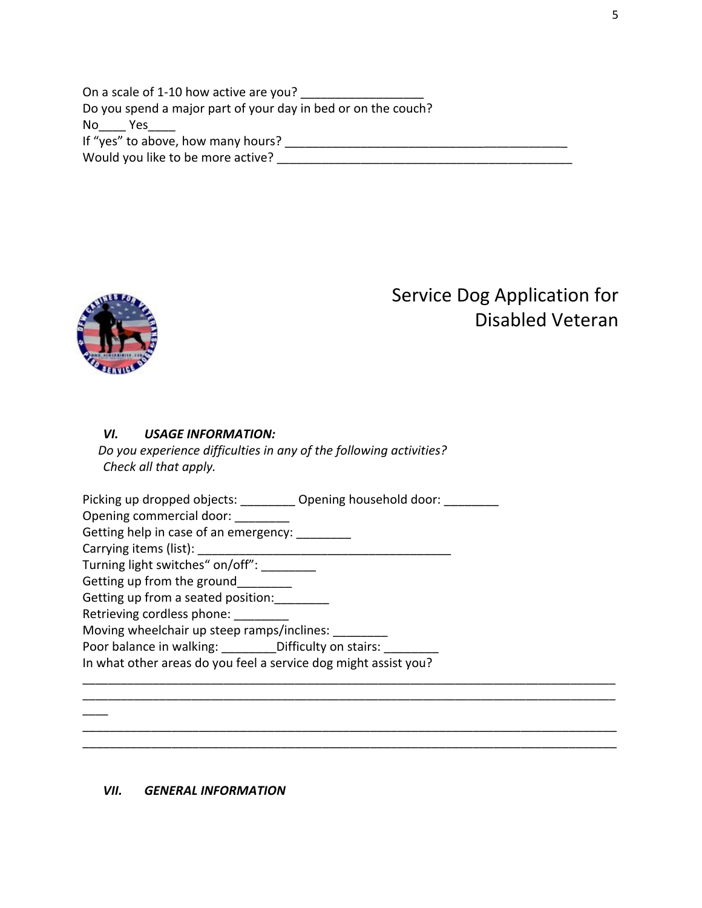On a scale of 1-10 how active are you? __________________
Do you spend a major part of your day in bed or on the couch?
No____ Yes____
If "yes" to above, how many hours? __________________________________________
Would you like to be more active? ____________________________________________

# Service Dog Application for Disabled Veteran

### *VI. USAGE INFORMATION:*

*Do you experience difficulties in any of the following activities? Check all that apply.*

Picking up dropped objects: ________ Opening household door: ________
Opening commercial door: ________
Getting help in case of an emergency: ________
Carrying items (list): ______________________________________
Turning light switches" on/off": ________
Getting up from the ground________
Getting up from a seated position:________
Retrieving cordless phone: ________
Moving wheelchair up steep ramps/inclines: ________
Poor balance in walking: ________Difficulty on stairs: ________
In what other areas do you feel a service dog might assist you?
________________________________________________________________________________
________________________________________________________________________________
____
________________________________________________________________________________
________________________________________________________________________________

### *VII. GENERAL INFORMATION*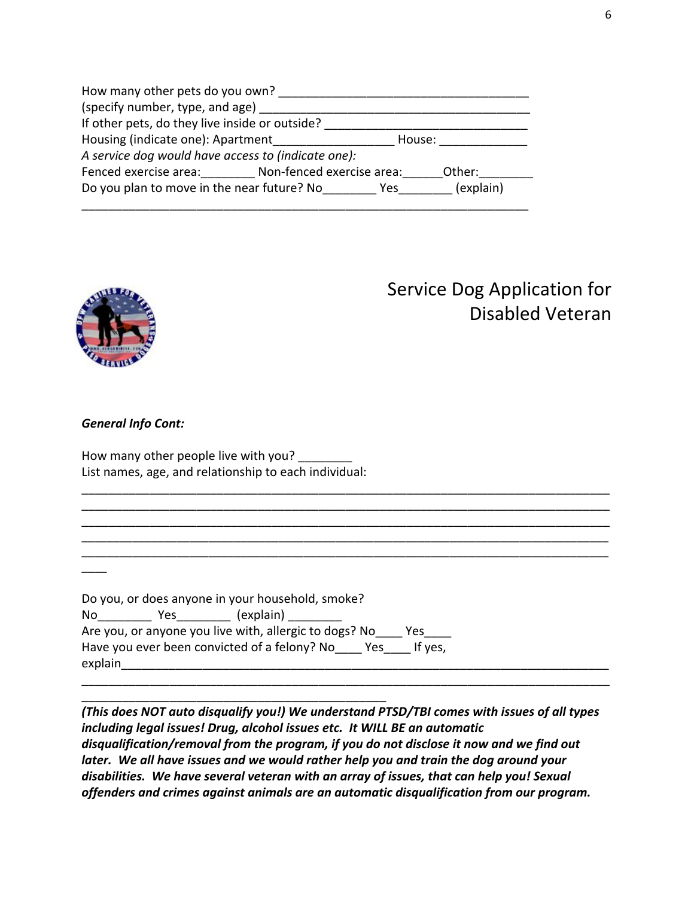How many other pets do you own? ____________________________________
(specify number, type, and age) ________________________________________
If other pets, do they live inside or outside? ______________________________
Housing (indicate one): Apartment_________________ House: _____________
*A service dog would have access to (indicate one):*
Fenced exercise area:________ Non-fenced exercise area:______Other:________
Do you plan to move in the near future? No________ Yes________ (explain)
__________________________________________________________________

# Service Dog Application for Disabled Veteran

***General Info Cont:***

How many other people live with you? ________
List names, age, and relationship to each individual:
______________________________________________________________________________
______________________________________________________________________________
______________________________________________________________________________
______________________________________________________________________________
______________________________________________________________________________
____

Do you, or does anyone in your household, smoke?
No________ Yes________ (explain) ________
Are you, or anyone you live with, allergic to dogs? No____ Yes____
Have you ever been convicted of a felony? No____ Yes____ If yes, explain__________________________________________________________________________
______________________________________________________________________________
_____________________________________________

***(This does NOT auto disqualify you!) We understand PTSD/TBI comes with issues of all types including legal issues! Drug, alcohol issues etc. It WILL BE an automatic disqualification/removal from the program, if you do not disclose it now and we find out later. We all have issues and we would rather help you and train the dog around your disabilities. We have several veteran with an array of issues, that can help you! Sexual offenders and crimes against animals are an automatic disqualification from our program.***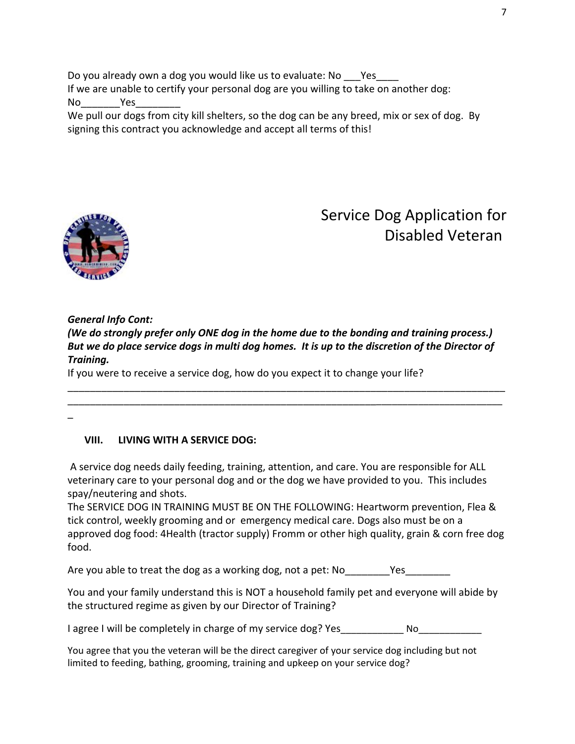Do you already own a dog you would like us to evaluate: No ___Yes____

If we are unable to certify your personal dog are you willing to take on another dog: No_______Yes________

We pull our dogs from city kill shelters, so the dog can be any breed, mix or sex of dog. By signing this contract you acknowledge and accept all terms of this!

# Service Dog Application for Disabled Veteran

***General Info Cont:***

***(We do strongly prefer only ONE dog in the home due to the bonding and training process.) But we do place service dogs in multi dog homes. It is up to the discretion of the Director of Training.***

If you were to receive a service dog, how do you expect it to change your life?

_____________________________________________________________________________
_____________________________________________________________________________
_

## VIII. LIVING WITH A SERVICE DOG:

A service dog needs daily feeding, training, attention, and care. You are responsible for ALL veterinary care to your personal dog and or the dog we have provided to you. This includes spay/neutering and shots.

The SERVICE DOG IN TRAINING MUST BE ON THE FOLLOWING: Heartworm prevention, Flea & tick control, weekly grooming and or emergency medical care. Dogs also must be on a approved dog food: 4Health (tractor supply) Fromm or other high quality, grain & corn free dog food.

Are you able to treat the dog as a working dog, not a pet: No________Yes________

You and your family understand this is NOT a household family pet and everyone will abide by the structured regime as given by our Director of Training?

I agree I will be completely in charge of my service dog? Yes___________ No___________

You agree that you the veteran will be the direct caregiver of your service dog including but not limited to feeding, bathing, grooming, training and upkeep on your service dog?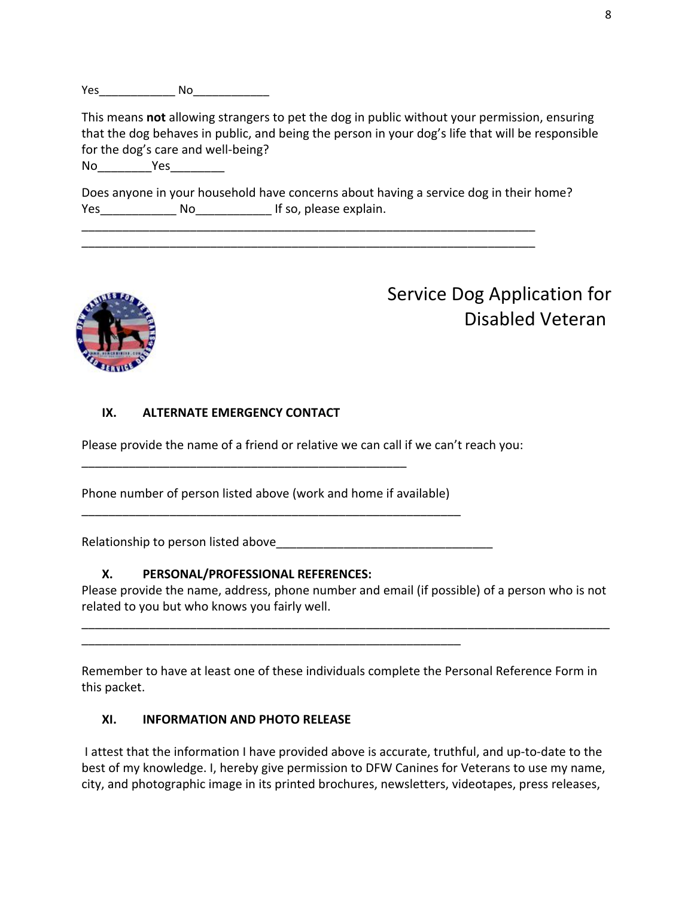Yes____________ No____________

This means **not** allowing strangers to pet the dog in public without your permission, ensuring that the dog behaves in public, and being the person in your dog's life that will be responsible for the dog's care and well-being?
No________Yes________

Does anyone in your household have concerns about having a service dog in their home?
Yes___________ No___________ If so, please explain.
______________________________________________________________________
______________________________________________________________________

# Service Dog Application for Disabled Veteran

## IX. ALTERNATE EMERGENCY CONTACT

Please provide the name of a friend or relative we can call if we can't reach you:
__________________________________________________

Phone number of person listed above (work and home if available)
__________________________________________________________

Relationship to person listed above________________________________

## X. PERSONAL/PROFESSIONAL REFERENCES:

Please provide the name, address, phone number and email (if possible) of a person who is not related to you but who knows you fairly well.
_________________________________________________________________________________
__________________________________________________________

Remember to have at least one of these individuals complete the Personal Reference Form in this packet.

## XI. INFORMATION AND PHOTO RELEASE

I attest that the information I have provided above is accurate, truthful, and up-to-date to the best of my knowledge. I, hereby give permission to DFW Canines for Veterans to use my name, city, and photographic image in its printed brochures, newsletters, videotapes, press releases,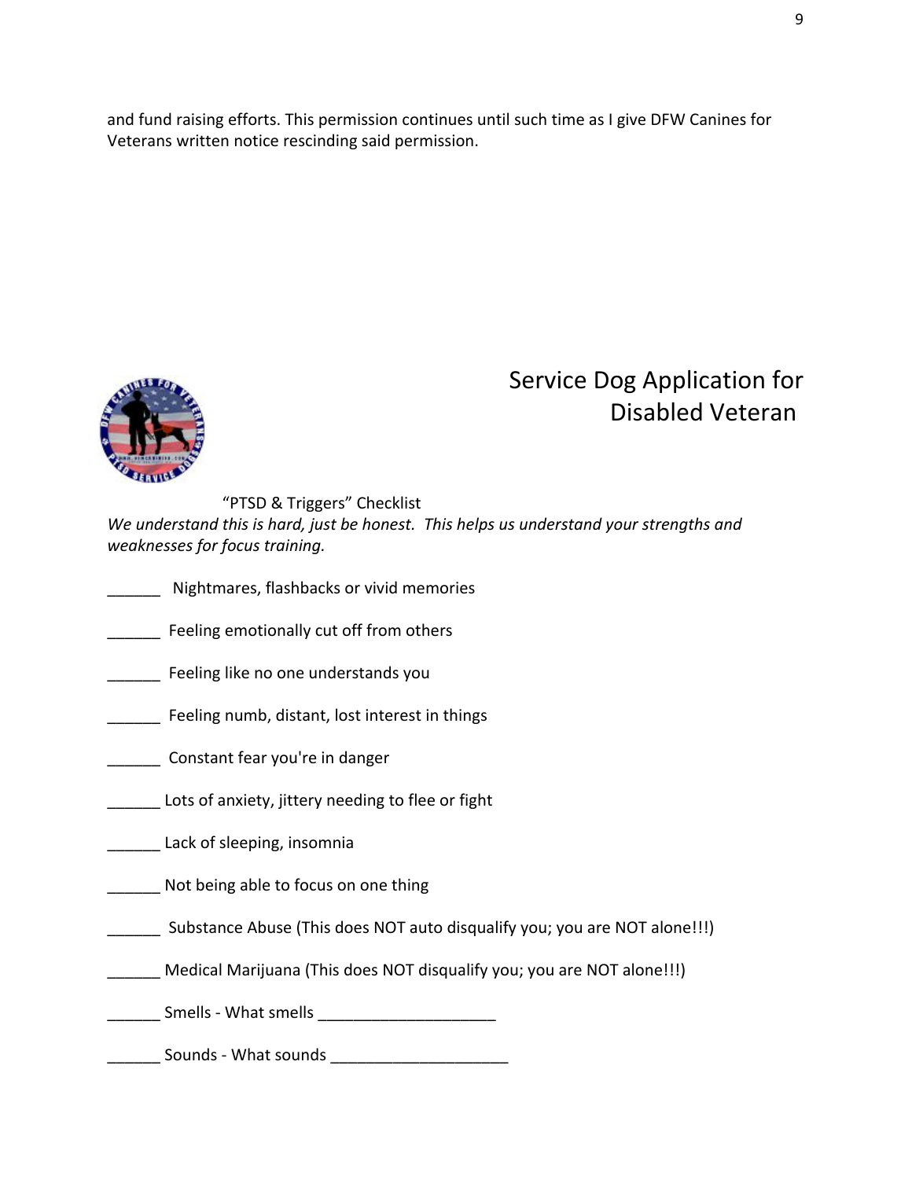and fund raising efforts. This permission continues until such time as I give DFW Canines for Veterans written notice rescinding said permission.

# Service Dog Application for Disabled Veteran

"PTSD & Triggers" Checklist

*We understand this is hard, just be honest. This helps us understand your strengths and weaknesses for focus training.*

______ Nightmares, flashbacks or vivid memories

______ Feeling emotionally cut off from others

______ Feeling like no one understands you

______ Feeling numb, distant, lost interest in things

______ Constant fear you're in danger

______ Lots of anxiety, jittery needing to flee or fight

______ Lack of sleeping, insomnia

______ Not being able to focus on one thing

______ Substance Abuse (This does NOT auto disqualify you; you are NOT alone!!!)

______ Medical Marijuana (This does NOT disqualify you; you are NOT alone!!!)

______ Smells - What smells ____________________

______ Sounds - What sounds ____________________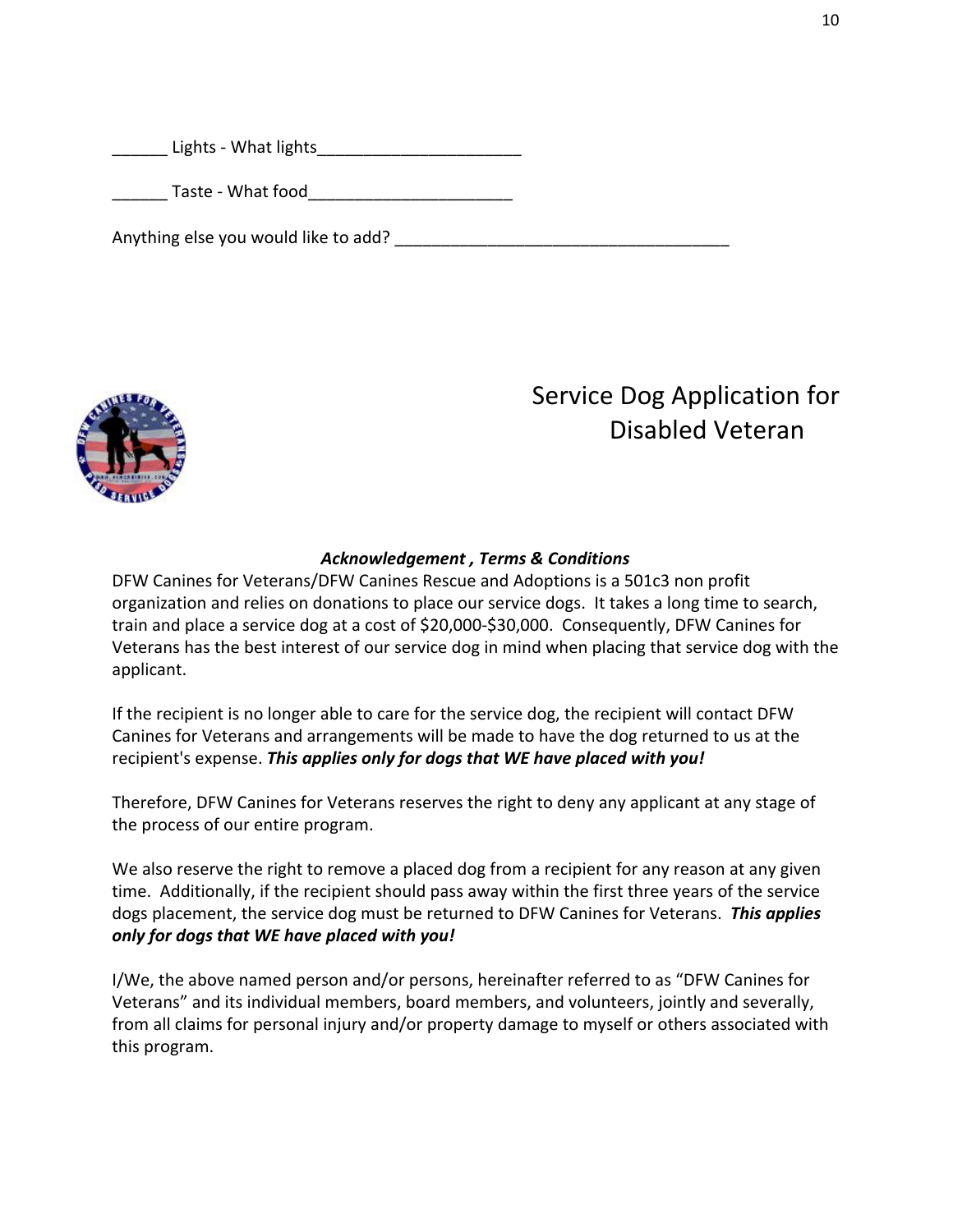______ Lights - What lights______________________

______ Taste - What food______________________

Anything else you would like to add? ____________________________________

# Service Dog Application for Disabled Veteran

***Acknowledgement , Terms & Conditions***

DFW Canines for Veterans/DFW Canines Rescue and Adoptions is a 501c3 non profit organization and relies on donations to place our service dogs. It takes a long time to search, train and place a service dog at a cost of $20,000-$30,000. Consequently, DFW Canines for Veterans has the best interest of our service dog in mind when placing that service dog with the applicant.

If the recipient is no longer able to care for the service dog, the recipient will contact DFW Canines for Veterans and arrangements will be made to have the dog returned to us at the recipient's expense. ***This applies only for dogs that WE have placed with you!***

Therefore, DFW Canines for Veterans reserves the right to deny any applicant at any stage of the process of our entire program.

We also reserve the right to remove a placed dog from a recipient for any reason at any given time. Additionally, if the recipient should pass away within the first three years of the service dogs placement, the service dog must be returned to DFW Canines for Veterans. ***This applies only for dogs that WE have placed with you!***

I/We, the above named person and/or persons, hereinafter referred to as "DFW Canines for Veterans" and its individual members, board members, and volunteers, jointly and severally, from all claims for personal injury and/or property damage to myself or others associated with this program.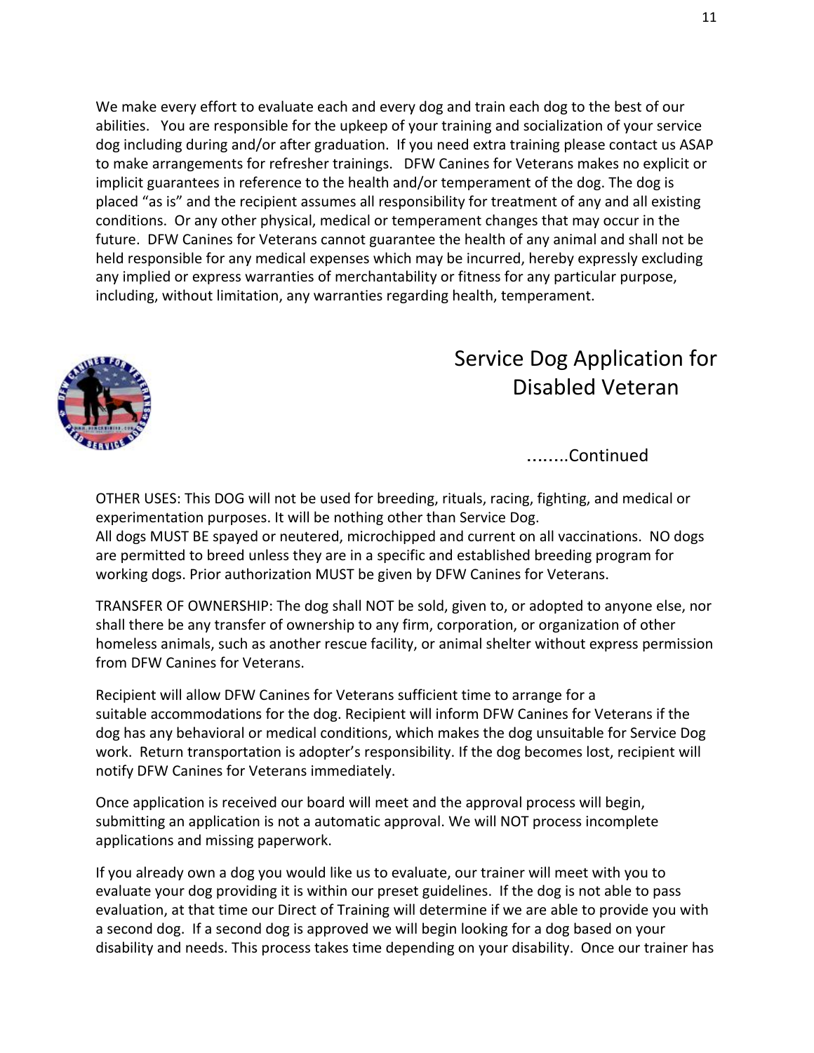We make every effort to evaluate each and every dog and train each dog to the best of our abilities. You are responsible for the upkeep of your training and socialization of your service dog including during and/or after graduation. If you need extra training please contact us ASAP to make arrangements for refresher trainings. DFW Canines for Veterans makes no explicit or implicit guarantees in reference to the health and/or temperament of the dog. The dog is placed "as is" and the recipient assumes all responsibility for treatment of any and all existing conditions. Or any other physical, medical or temperament changes that may occur in the future. DFW Canines for Veterans cannot guarantee the health of any animal and shall not be held responsible for any medical expenses which may be incurred, hereby expressly excluding any implied or express warranties of merchantability or fitness for any particular purpose, including, without limitation, any warranties regarding health, temperament.

# Service Dog Application for Disabled Veteran

........Continued

OTHER USES: This DOG will not be used for breeding, rituals, racing, fighting, and medical or experimentation purposes. It will be nothing other than Service Dog.
All dogs MUST BE spayed or neutered, microchipped and current on all vaccinations. NO dogs are permitted to breed unless they are in a specific and established breeding program for working dogs. Prior authorization MUST be given by DFW Canines for Veterans.

TRANSFER OF OWNERSHIP: The dog shall NOT be sold, given to, or adopted to anyone else, nor shall there be any transfer of ownership to any firm, corporation, or organization of other homeless animals, such as another rescue facility, or animal shelter without express permission from DFW Canines for Veterans.

Recipient will allow DFW Canines for Veterans sufficient time to arrange for a suitable accommodations for the dog. Recipient will inform DFW Canines for Veterans if the dog has any behavioral or medical conditions, which makes the dog unsuitable for Service Dog work. Return transportation is adopter's responsibility. If the dog becomes lost, recipient will notify DFW Canines for Veterans immediately.

Once application is received our board will meet and the approval process will begin, submitting an application is not a automatic approval. We will NOT process incomplete applications and missing paperwork.

If you already own a dog you would like us to evaluate, our trainer will meet with you to evaluate your dog providing it is within our preset guidelines. If the dog is not able to pass evaluation, at that time our Direct of Training will determine if we are able to provide you with a second dog. If a second dog is approved we will begin looking for a dog based on your disability and needs. This process takes time depending on your disability. Once our trainer has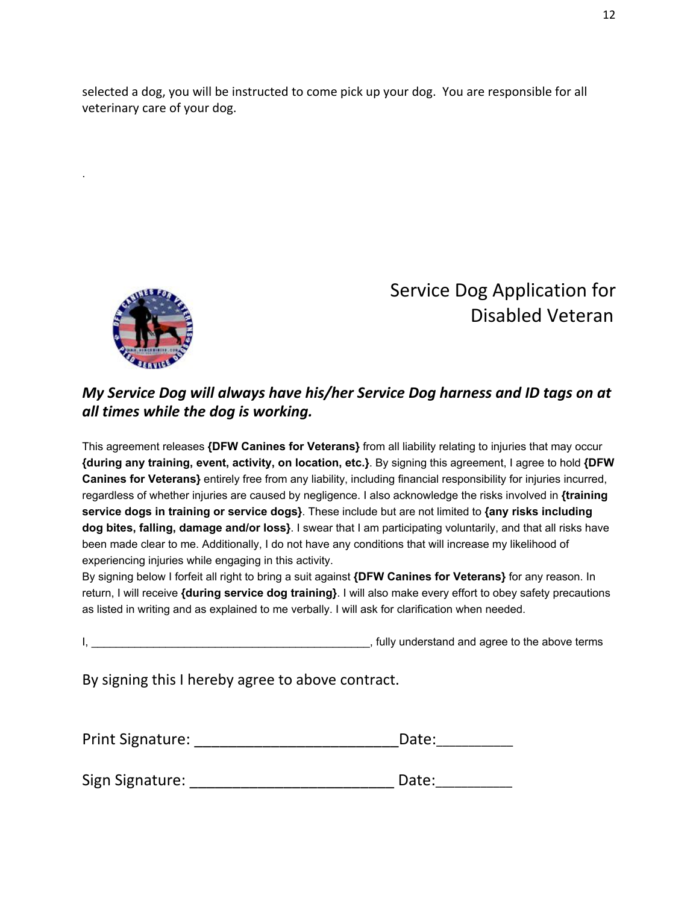selected a dog, you will be instructed to come pick up your dog. You are responsible for all veterinary care of your dog.

.

# Service Dog Application for Disabled Veteran

***My Service Dog will always have his/her Service Dog harness and ID tags on at all times while the dog is working.***

This agreement releases **{DFW Canines for Veterans}** from all liability relating to injuries that may occur **{during any training, event, activity, on location, etc.}**. By signing this agreement, I agree to hold **{DFW Canines for Veterans}** entirely free from any liability, including financial responsibility for injuries incurred, regardless of whether injuries are caused by negligence. I also acknowledge the risks involved in **{training service dogs in training or service dogs}**. These include but are not limited to **{any risks including dog bites, falling, damage and/or loss}**. I swear that I am participating voluntarily, and that all risks have been made clear to me. Additionally, I do not have any conditions that will increase my likelihood of experiencing injuries while engaging in this activity.
By signing below I forfeit all right to bring a suit against **{DFW Canines for Veterans}** for any reason. In return, I will receive **{during service dog training}**. I will also make every effort to obey safety precautions as listed in writing and as explained to me verbally. I will ask for clarification when needed.

I, ____________________________________________, fully understand and agree to the above terms

By signing this I hereby agree to above contract.

Print Signature: ________________________ Date:_________

Sign Signature: ________________________ Date:_________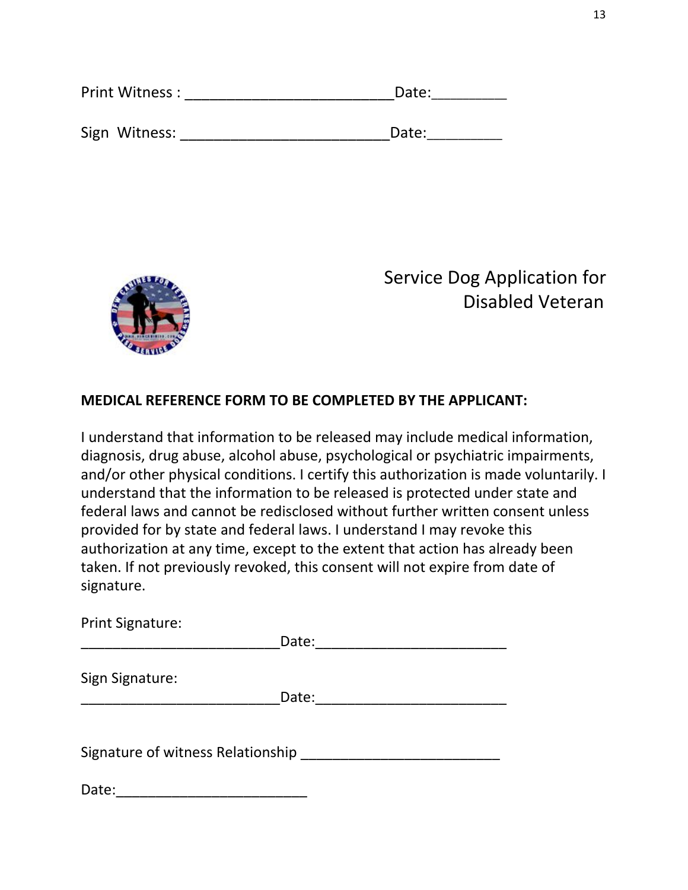Print Witness : _________________________Date:_________

Sign  Witness: _________________________Date:_________

Service Dog Application for Disabled Veteran

**MEDICAL REFERENCE FORM TO BE COMPLETED BY THE APPLICANT:**

I understand that information to be released may include medical information, diagnosis, drug abuse, alcohol abuse, psychological or psychiatric impairments, and/or other physical conditions. I certify this authorization is made voluntarily. I understand that the information to be released is protected under state and federal laws and cannot be redisclosed without further written consent unless provided for by state and federal laws. I understand I may revoke this authorization at any time, except to the extent that action has already been taken. If not previously revoked, this consent will not expire from date of signature.

Print Signature:
________________________Date:_______________________

Sign Signature:
________________________Date:_______________________

Signature of witness Relationship ________________________

Date:________________________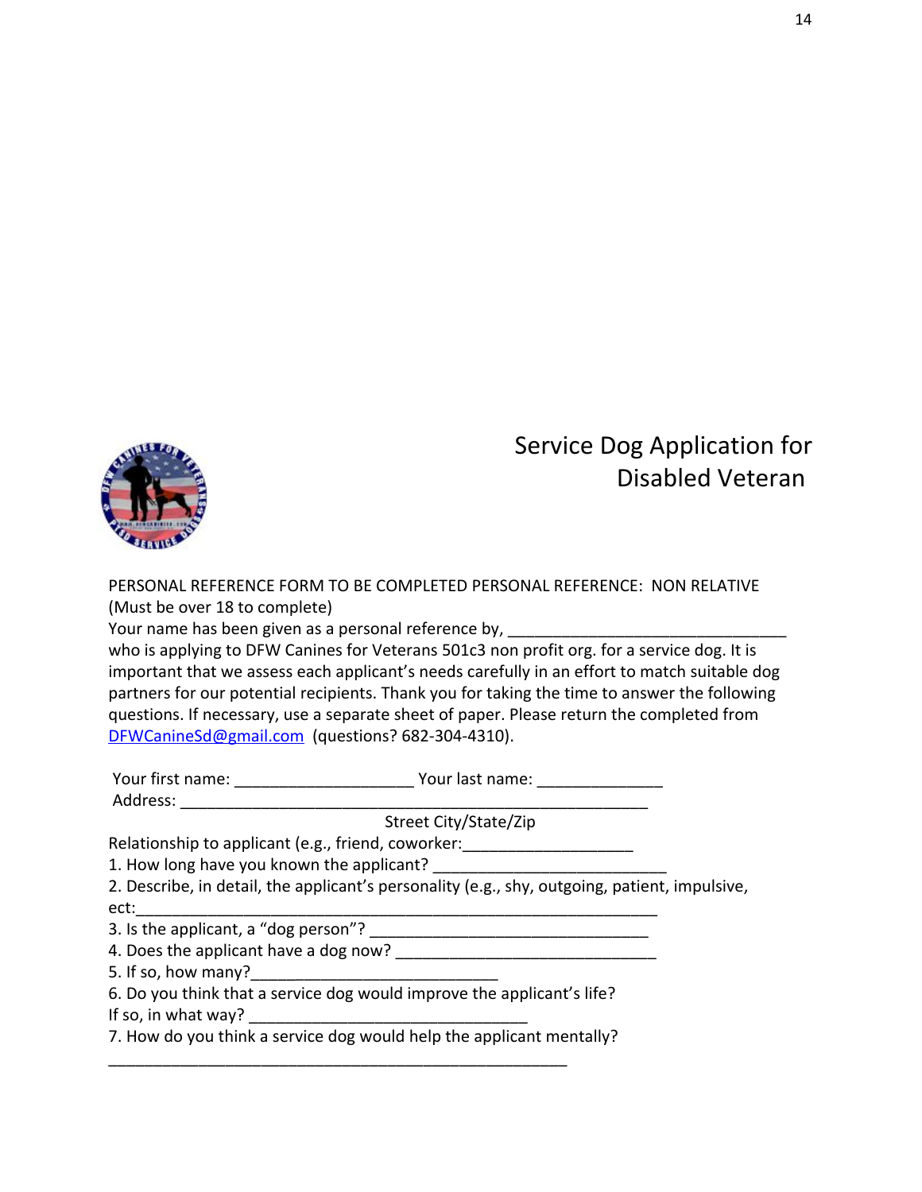# Service Dog Application for Disabled Veteran

PERSONAL REFERENCE FORM TO BE COMPLETED PERSONAL REFERENCE: NON RELATIVE (Must be over 18 to complete)

Your name has been given as a personal reference by, ________________________________ who is applying to DFW Canines for Veterans 501c3 non profit org. for a service dog. It is important that we assess each applicant's needs carefully in an effort to match suitable dog partners for our potential recipients. Thank you for taking the time to answer the following questions. If necessary, use a separate sheet of paper. Please return the completed from DFWCanineSd@gmail.com (questions? 682-304-4310).

Your first name: ____________________ Your last name: ______________

Address: ______________________________________________________

Street City/State/Zip

Relationship to applicant (e.g., friend, coworker:___________________

1. How long have you known the applicant? __________________________

2. Describe, in detail, the applicant's personality (e.g., shy, outgoing, patient, impulsive, ect:____________________________________________________________

3. Is the applicant, a "dog person"? ________________________________

4. Does the applicant have a dog now? ______________________________

5. If so, how many?___________________________

6. Do you think that a service dog would improve the applicant's life?

If so, in what way? ________________________________

7. How do you think a service dog would help the applicant mentally?

_____________________________________________________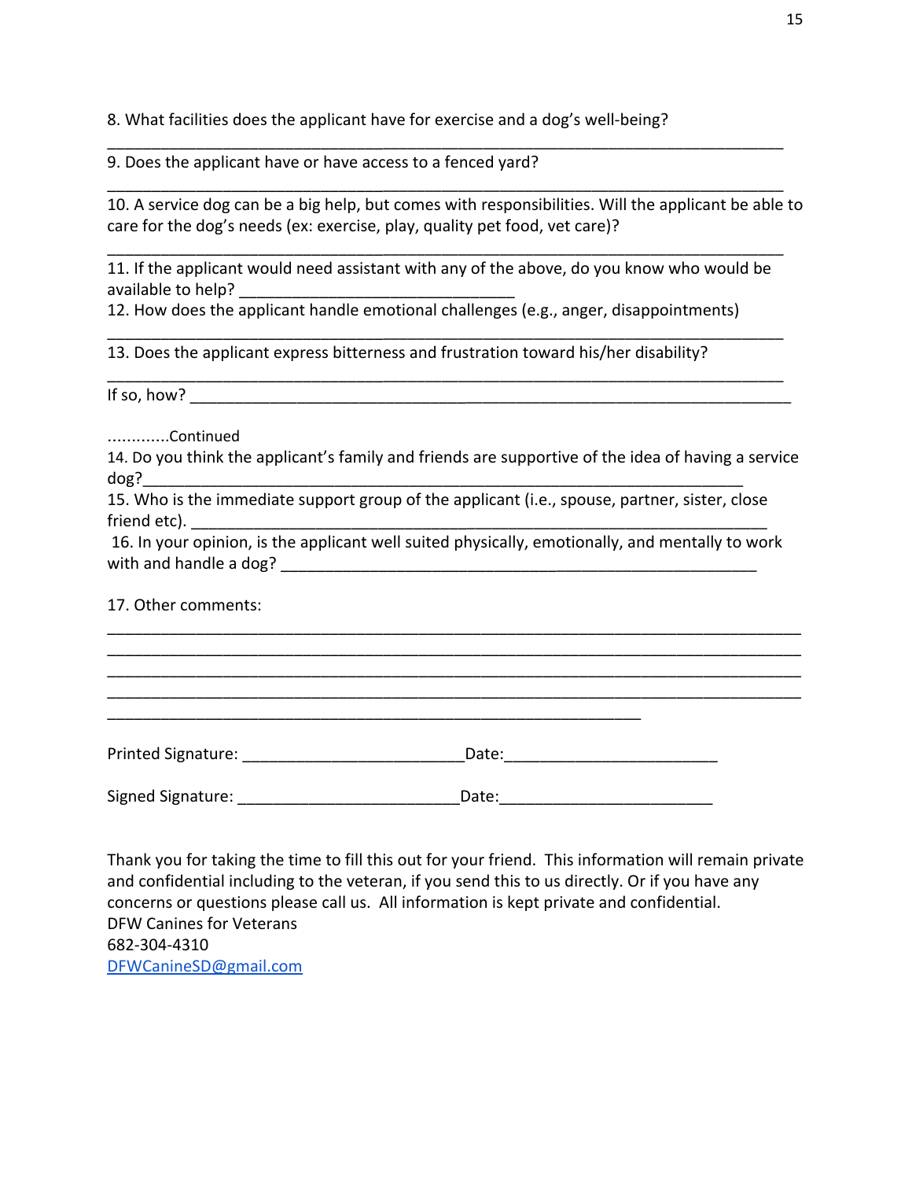8. What facilities does the applicant have for exercise and a dog's well-being?

________________________________________________________________________________

9. Does the applicant have or have access to a fenced yard?

________________________________________________________________________________

10. A service dog can be a big help, but comes with responsibilities. Will the applicant be able to care for the dog's needs (ex: exercise, play, quality pet food, vet care)?

________________________________________________________________________________

11. If the applicant would need assistant with any of the above, do you know who would be available to help? ________________________________

12. How does the applicant handle emotional challenges (e.g., anger, disappointments)

________________________________________________________________________________

13. Does the applicant express bitterness and frustration toward his/her disability?

________________________________________________________________________________

If so, how? ______________________________________________________________________

............Continued

14. Do you think the applicant's family and friends are supportive of the idea of having a service dog?______________________________________________________________________

15. Who is the immediate support group of the applicant (i.e., spouse, partner, sister, close friend etc). ____________________________________________________________________

16. In your opinion, is the applicant well suited physically, emotionally, and mentally to work with and handle a dog? _______________________________________________________

17. Other comments:

________________________________________________________________________________
________________________________________________________________________________
________________________________________________________________________________
________________________________________________________________________________
______________________________________________________________

Printed Signature: __________________________Date:_________________________

Signed Signature: __________________________Date:_________________________

Thank you for taking the time to fill this out for your friend. This information will remain private and confidential including to the veteran, if you send this to us directly. Or if you have any concerns or questions please call us. All information is kept private and confidential.

DFW Canines for Veterans

682-304-4310

DFWCanineSD@gmail.com